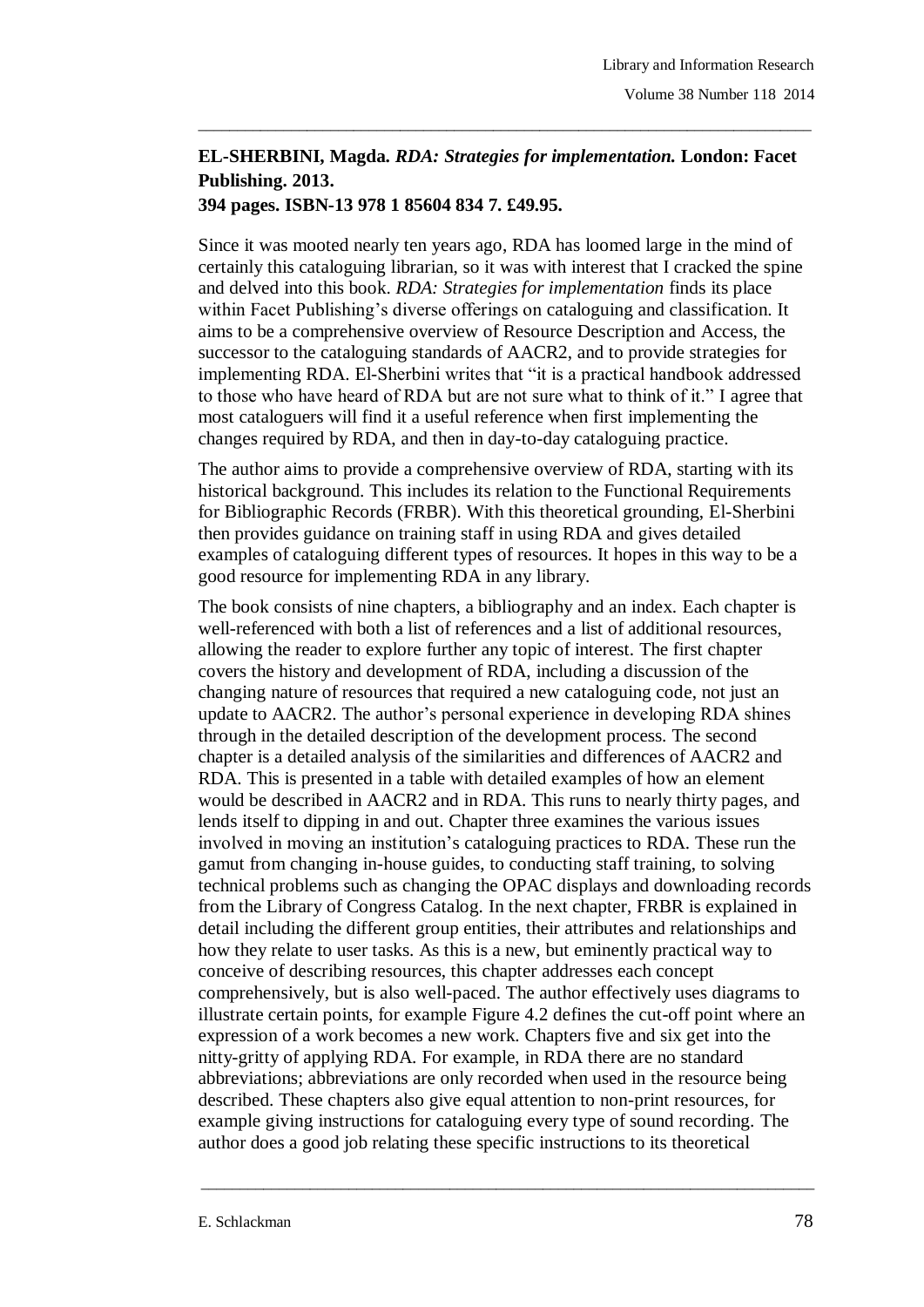**EL-SHERBINI, Magda.** ***RDA: Strategies for implementation.*** **London: Facet Publishing. 2013.**
**394 pages. ISBN-13 978 1 85604 834 7. £49.95.**

Since it was mooted nearly ten years ago, RDA has loomed large in the mind of certainly this cataloguing librarian, so it was with interest that I cracked the spine and delved into this book. *RDA: Strategies for implementation* finds its place within Facet Publishing's diverse offerings on cataloguing and classification. It aims to be a comprehensive overview of Resource Description and Access, the successor to the cataloguing standards of AACR2, and to provide strategies for implementing RDA. El-Sherbini writes that "it is a practical handbook addressed to those who have heard of RDA but are not sure what to think of it." I agree that most cataloguers will find it a useful reference when first implementing the changes required by RDA, and then in day-to-day cataloguing practice.

The author aims to provide a comprehensive overview of RDA, starting with its historical background. This includes its relation to the Functional Requirements for Bibliographic Records (FRBR). With this theoretical grounding, El-Sherbini then provides guidance on training staff in using RDA and gives detailed examples of cataloguing different types of resources. It hopes in this way to be a good resource for implementing RDA in any library.

The book consists of nine chapters, a bibliography and an index. Each chapter is well-referenced with both a list of references and a list of additional resources, allowing the reader to explore further any topic of interest. The first chapter covers the history and development of RDA, including a discussion of the changing nature of resources that required a new cataloguing code, not just an update to AACR2. The author's personal experience in developing RDA shines through in the detailed description of the development process. The second chapter is a detailed analysis of the similarities and differences of AACR2 and RDA. This is presented in a table with detailed examples of how an element would be described in AACR2 and in RDA. This runs to nearly thirty pages, and lends itself to dipping in and out. Chapter three examines the various issues involved in moving an institution's cataloguing practices to RDA. These run the gamut from changing in-house guides, to conducting staff training, to solving technical problems such as changing the OPAC displays and downloading records from the Library of Congress Catalog. In the next chapter, FRBR is explained in detail including the different group entities, their attributes and relationships and how they relate to user tasks. As this is a new, but eminently practical way to conceive of describing resources, this chapter addresses each concept comprehensively, but is also well-paced. The author effectively uses diagrams to illustrate certain points, for example Figure 4.2 defines the cut-off point where an expression of a work becomes a new work. Chapters five and six get into the nitty-gritty of applying RDA. For example, in RDA there are no standard abbreviations; abbreviations are only recorded when used in the resource being described. These chapters also give equal attention to non-print resources, for example giving instructions for cataloguing every type of sound recording. The author does a good job relating these specific instructions to its theoretical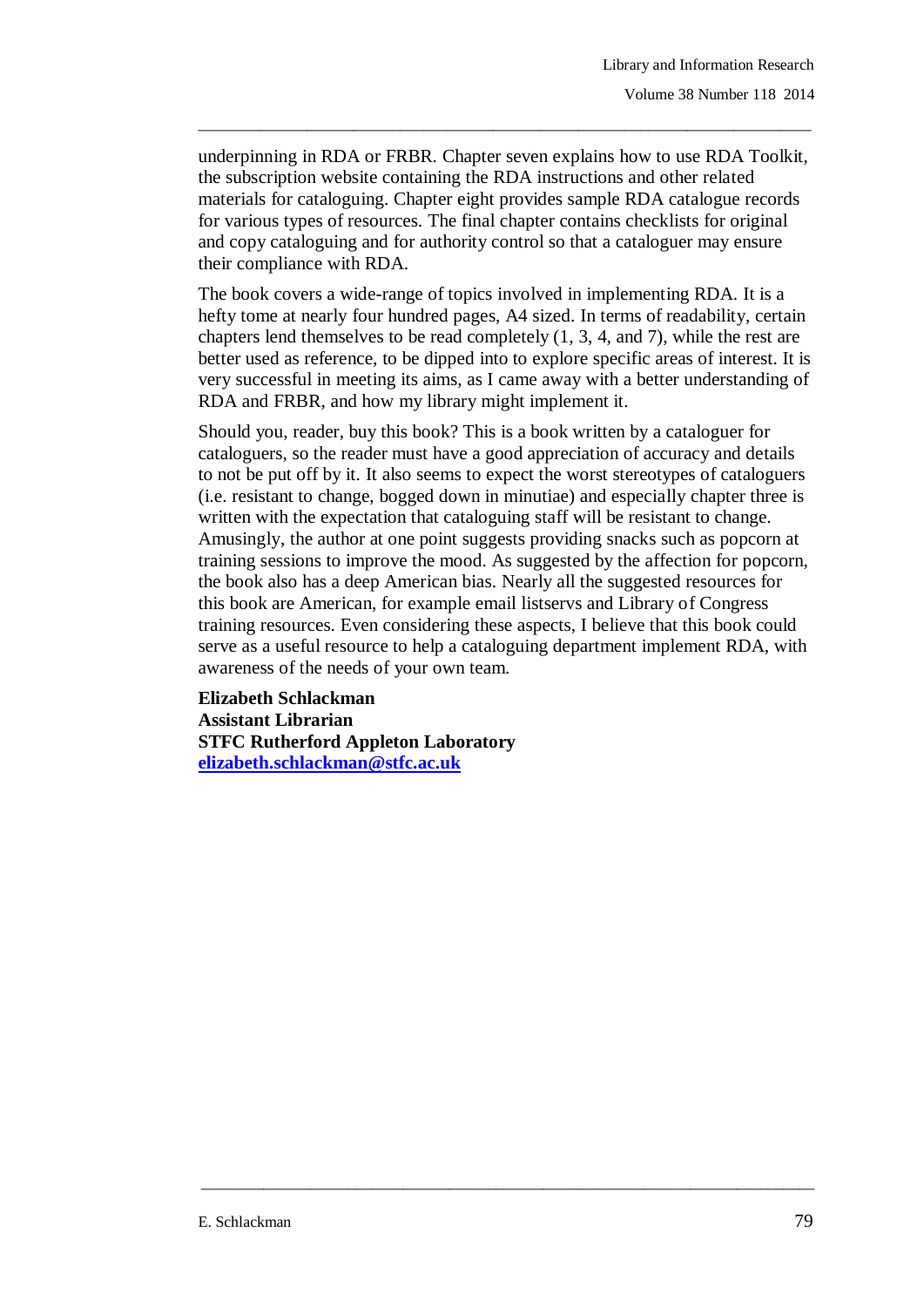underpinning in RDA or FRBR. Chapter seven explains how to use RDA Toolkit, the subscription website containing the RDA instructions and other related materials for cataloguing. Chapter eight provides sample RDA catalogue records for various types of resources. The final chapter contains checklists for original and copy cataloguing and for authority control so that a cataloguer may ensure their compliance with RDA.

The book covers a wide-range of topics involved in implementing RDA. It is a hefty tome at nearly four hundred pages, A4 sized. In terms of readability, certain chapters lend themselves to be read completely (1, 3, 4, and 7), while the rest are better used as reference, to be dipped into to explore specific areas of interest. It is very successful in meeting its aims, as I came away with a better understanding of RDA and FRBR, and how my library might implement it.

Should you, reader, buy this book? This is a book written by a cataloguer for cataloguers, so the reader must have a good appreciation of accuracy and details to not be put off by it. It also seems to expect the worst stereotypes of cataloguers (i.e. resistant to change, bogged down in minutiae) and especially chapter three is written with the expectation that cataloguing staff will be resistant to change. Amusingly, the author at one point suggests providing snacks such as popcorn at training sessions to improve the mood. As suggested by the affection for popcorn, the book also has a deep American bias. Nearly all the suggested resources for this book are American, for example email listservs and Library of Congress training resources. Even considering these aspects, I believe that this book could serve as a useful resource to help a cataloguing department implement RDA, with awareness of the needs of your own team.

**Elizabeth Schlackman**
**Assistant Librarian**
**STFC Rutherford Appleton Laboratory**
**elizabeth.schlackman@stfc.ac.uk**